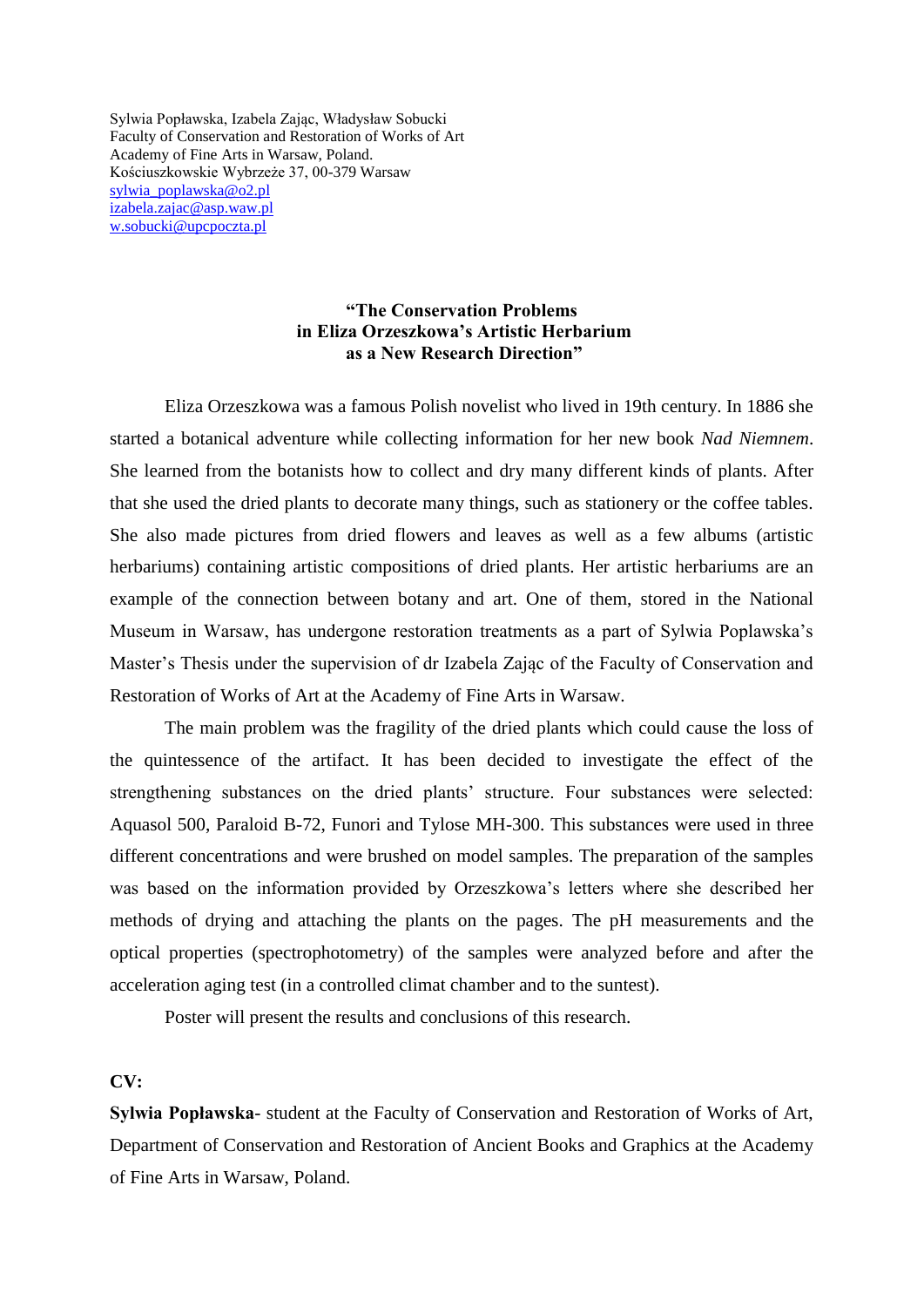Sylwia Popławska, Izabela Zając, Władysław Sobucki
Faculty of Conservation and Restoration of Works of Art
Academy of Fine Arts in Warsaw, Poland.
Kościuszkowskie Wybrzeże 37, 00-379 Warsaw
sylwia_poplawska@o2.pl
izabela.zajac@asp.waw.pl
w.sobucki@upcpoczta.pl

**"The Conservation Problems in Eliza Orzeszkowa's Artistic Herbarium as a New Research Direction"**

Eliza Orzeszkowa was a famous Polish novelist who lived in 19th century. In 1886 she started a botanical adventure while collecting information for her new book *Nad Niemnem*. She learned from the botanists how to collect and dry many different kinds of plants. After that she used the dried plants to decorate many things, such as stationery or the coffee tables. She also made pictures from dried flowers and leaves as well as a few albums (artistic herbariums) containing artistic compositions of dried plants. Her artistic herbariums are an example of the connection between botany and art. One of them, stored in the National Museum in Warsaw, has undergone restoration treatments as a part of Sylwia Poplawska's Master's Thesis under the supervision of dr Izabela Zając of the Faculty of Conservation and Restoration of Works of Art at the Academy of Fine Arts in Warsaw.

The main problem was the fragility of the dried plants which could cause the loss of the quintessence of the artifact. It has been decided to investigate the effect of the strengthening substances on the dried plants' structure. Four substances were selected: Aquasol 500, Paraloid B-72, Funori and Tylose MH-300. This substances were used in three different concentrations and were brushed on model samples. The preparation of the samples was based on the information provided by Orzeszkowa's letters where she described her methods of drying and attaching the plants on the pages. The pH measurements and the optical properties (spectrophotometry) of the samples were analyzed before and after the acceleration aging test (in a controlled climat chamber and to the suntest).

Poster will present the results and conclusions of this research.

**CV:**

**Sylwia Popławska**- student at the Faculty of Conservation and Restoration of Works of Art, Department of Conservation and Restoration of Ancient Books and Graphics at the Academy of Fine Arts in Warsaw, Poland.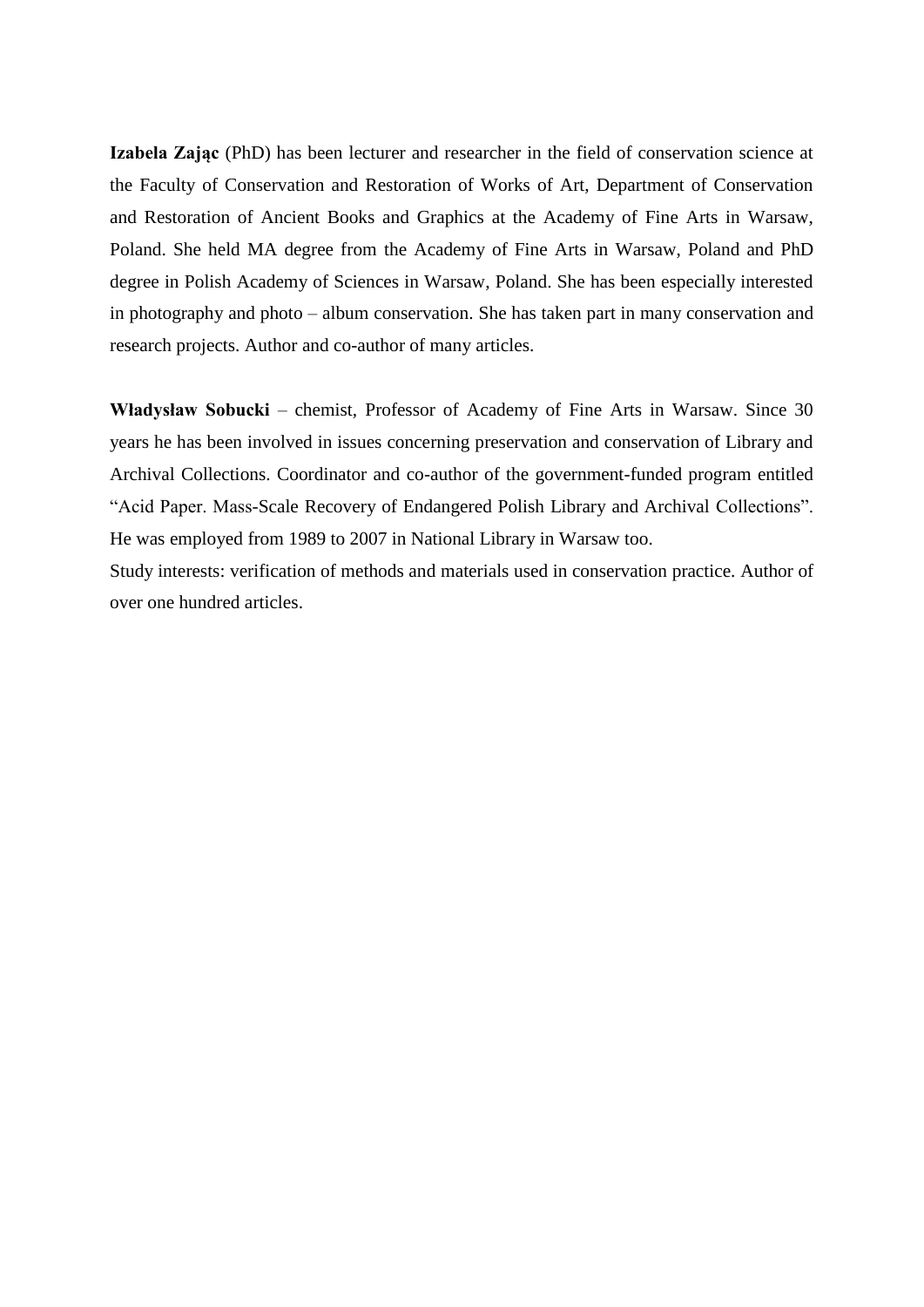**Izabela Zając** (PhD) has been lecturer and researcher in the field of conservation science at the Faculty of Conservation and Restoration of Works of Art, Department of Conservation and Restoration of Ancient Books and Graphics at the Academy of Fine Arts in Warsaw, Poland. She held MA degree from the Academy of Fine Arts in Warsaw, Poland and PhD degree in Polish Academy of Sciences in Warsaw, Poland. She has been especially interested in photography and photo – album conservation. She has taken part in many conservation and research projects. Author and co-author of many articles.

**Władysław Sobucki** – chemist, Professor of Academy of Fine Arts in Warsaw. Since 30 years he has been involved in issues concerning preservation and conservation of Library and Archival Collections. Coordinator and co-author of the government-funded program entitled "Acid Paper. Mass-Scale Recovery of Endangered Polish Library and Archival Collections". He was employed from 1989 to 2007 in National Library in Warsaw too.

Study interests: verification of methods and materials used in conservation practice. Author of over one hundred articles.